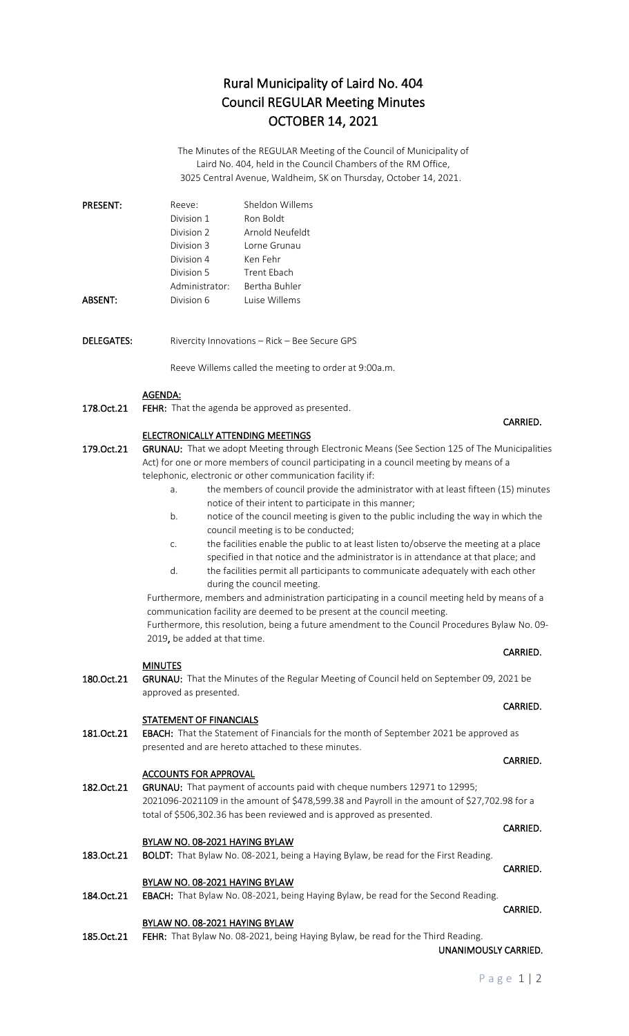# Rural Municipality of Laird No. 404
# Council REGULAR Meeting Minutes
# OCTOBER 14, 2021

The Minutes of the REGULAR Meeting of the Council of Municipality of Laird No. 404, held in the Council Chambers of the RM Office, 3025 Central Avenue, Waldheim, SK on Thursday, October 14, 2021.

| | | |
|---|---|---|
| **PRESENT:** | Reeve: | Sheldon Willems |
| | Division 1 | Ron Boldt |
| | Division 2 | Arnold Neufeldt |
| | Division 3 | Lorne Grunau |
| | Division 4 | Ken Fehr |
| | Division 5 | Trent Ebach |
| | Administrator: | Bertha Buhler |
| **ABSENT:** | Division 6 | Luise Willems |

**DELEGATES:** Rivercity Innovations – Rick – Bee Secure GPS

Reeve Willems called the meeting to order at 9:00a.m.

**AGENDA:**

**178.Oct.21** **FEHR:** That the agenda be approved as presented.

**CARRIED.**

**ELECTRONICALLY ATTENDING MEETINGS**

**179.Oct.21** **GRUNAU:** That we adopt Meeting through Electronic Means (See Section 125 of The Municipalities Act) for one or more members of council participating in a council meeting by means of a telephonic, electronic or other communication facility if:

a. the members of council provide the administrator with at least fifteen (15) minutes notice of their intent to participate in this manner;
b. notice of the council meeting is given to the public including the way in which the council meeting is to be conducted;
c. the facilities enable the public to at least listen to/observe the meeting at a place specified in that notice and the administrator is in attendance at that place; and
d. the facilities permit all participants to communicate adequately with each other during the council meeting.

Furthermore, members and administration participating in a council meeting held by means of a communication facility are deemed to be present at the council meeting.
Furthermore, this resolution, being a future amendment to the Council Procedures Bylaw No. 09-2019**,** be added at that time.

**CARRIED.**

**MINUTES**

**180.Oct.21** **GRUNAU:** That the Minutes of the Regular Meeting of Council held on September 09, 2021 be approved as presented.

**CARRIED.**

**STATEMENT OF FINANCIALS**

**181.Oct.21** **EBACH:** That the Statement of Financials for the month of September 2021 be approved as presented and are hereto attached to these minutes.

**CARRIED.**

**ACCOUNTS FOR APPROVAL**

**182.Oct.21** **GRUNAU:** That payment of accounts paid with cheque numbers 12971 to 12995; 2021096-2021109 in the amount of $478,599.38 and Payroll in the amount of $27,702.98 for a total of $506,302.36 has been reviewed and is approved as presented.

**CARRIED.**

**BYLAW NO. 08-2021 HAYING BYLAW**

**183.Oct.21** **BOLDT:** That Bylaw No. 08-2021, being a Haying Bylaw, be read for the First Reading.

**CARRIED.**

**BYLAW NO. 08-2021 HAYING BYLAW**

**184.Oct.21** **EBACH:** That Bylaw No. 08-2021, being Haying Bylaw, be read for the Second Reading.

**CARRIED.**

**BYLAW NO. 08-2021 HAYING BYLAW**

**185.Oct.21** **FEHR:** That Bylaw No. 08-2021, being Haying Bylaw, be read for the Third Reading.

**UNANIMOUSLY CARRIED.**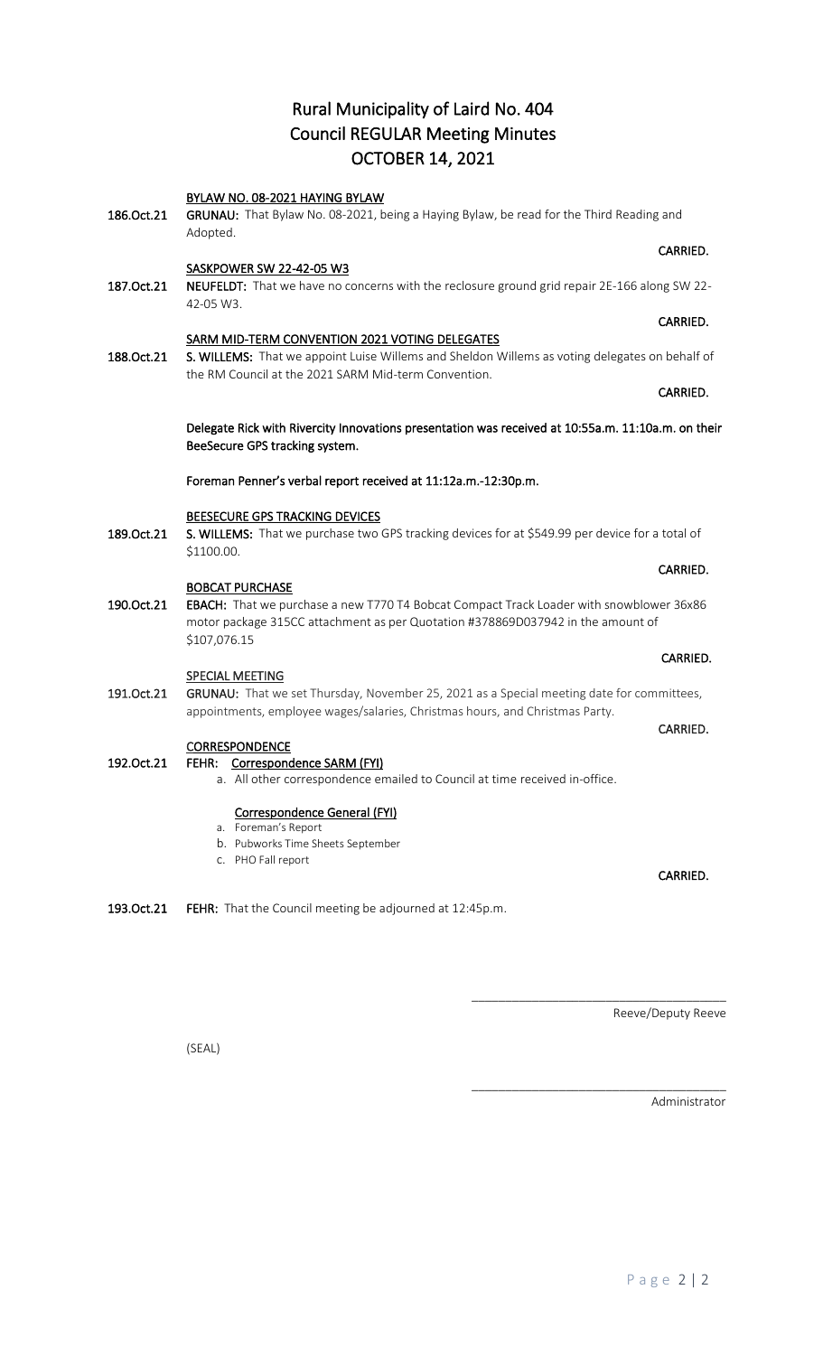# Rural Municipality of Laird No. 404
# Council REGULAR Meeting Minutes
# OCTOBER 14, 2021

**BYLAW NO. 08-2021 HAYING BYLAW**

186.Oct.21 **GRUNAU:** That Bylaw No. 08-2021, being a Haying Bylaw, be read for the Third Reading and Adopted.

**CARRIED.**

**SASKPOWER SW 22-42-05 W3**

187.Oct.21 **NEUFELDT:** That we have no concerns with the reclosure ground grid repair 2E-166 along SW 22-42-05 W3.

**CARRIED.**

**SARM MID-TERM CONVENTION 2021 VOTING DELEGATES**

188.Oct.21 **S. WILLEMS:** That we appoint Luise Willems and Sheldon Willems as voting delegates on behalf of the RM Council at the 2021 SARM Mid-term Convention.

**CARRIED.**

**Delegate Rick with Rivercity Innovations presentation was received at 10:55a.m. 11:10a.m. on their BeeSecure GPS tracking system.**

**Foreman Penner's verbal report received at 11:12a.m.-12:30p.m.**

**BEESECURE GPS TRACKING DEVICES**

189.Oct.21 **S. WILLEMS:** That we purchase two GPS tracking devices for at $549.99 per device for a total of $1100.00.

**CARRIED.**

**BOBCAT PURCHASE**

190.Oct.21 **EBACH:** That we purchase a new T770 T4 Bobcat Compact Track Loader with snowblower 36x86 motor package 315CC attachment as per Quotation #378869D037942 in the amount of $107,076.15

**CARRIED.**

**SPECIAL MEETING**

191.Oct.21 **GRUNAU:** That we set Thursday, November 25, 2021 as a Special meeting date for committees, appointments, employee wages/salaries, Christmas hours, and Christmas Party.

**CARRIED.**

**CORRESPONDENCE**

192.Oct.21 **FEHR:** **Correspondence SARM (FYI)**

a. All other correspondence emailed to Council at time received in-office.

**Correspondence General (FYI)**

a. Foreman's Report
b. Pubworks Time Sheets September
c. PHO Fall report

**CARRIED.**

193.Oct.21 **FEHR:** That the Council meeting be adjourned at 12:45p.m.

\_\_\_\_\_\_\_\_\_\_\_\_\_\_\_\_\_\_\_\_\_\_\_\_\_\_\_\_\_\_\_\_\_\_\_\_

Reeve/Deputy Reeve

(SEAL)

\_\_\_\_\_\_\_\_\_\_\_\_\_\_\_\_\_\_\_\_\_\_\_\_\_\_\_\_\_\_\_\_\_\_\_\_

Administrator